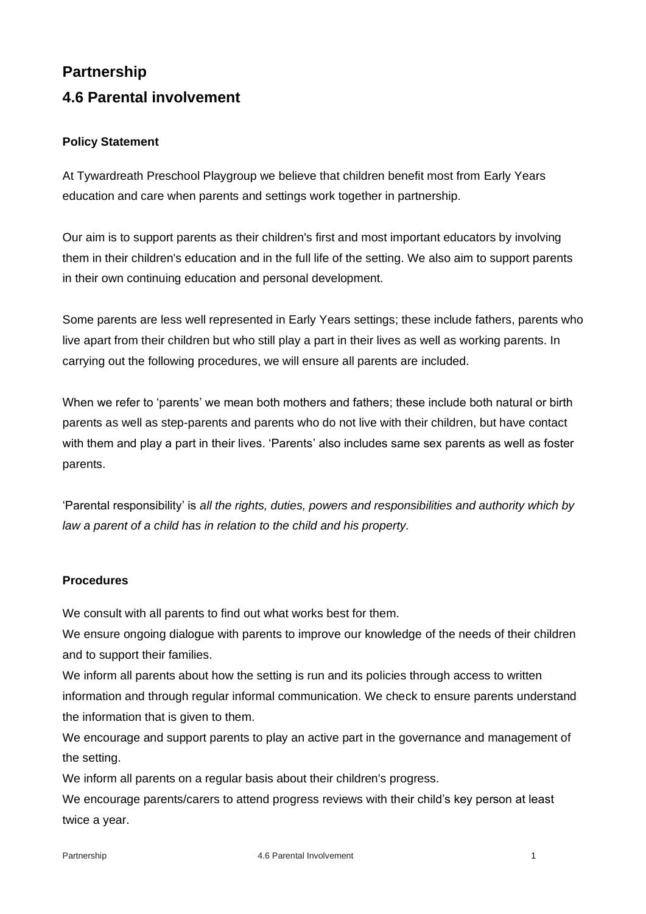## Partnership

## 4.6 Parental involvement

**Policy Statement**

At Tywardreath Preschool Playgroup we believe that children benefit most from Early Years education and care when parents and settings work together in partnership.

Our aim is to support parents as their children's first and most important educators by involving them in their children's education and in the full life of the setting. We also aim to support parents in their own continuing education and personal development.

Some parents are less well represented in Early Years settings; these include fathers, parents who live apart from their children but who still play a part in their lives as well as working parents. In carrying out the following procedures, we will ensure all parents are included.

When we refer to 'parents' we mean both mothers and fathers; these include both natural or birth parents as well as step-parents and parents who do not live with their children, but have contact with them and play a part in their lives. 'Parents' also includes same sex parents as well as foster parents.

'Parental responsibility' is *all the rights, duties, powers and responsibilities and authority which by law a parent of a child has in relation to the child and his property.*

**Procedures**

We consult with all parents to find out what works best for them.

We ensure ongoing dialogue with parents to improve our knowledge of the needs of their children and to support their families.

We inform all parents about how the setting is run and its policies through access to written information and through regular informal communication. We check to ensure parents understand the information that is given to them.

We encourage and support parents to play an active part in the governance and management of the setting.

We inform all parents on a regular basis about their children's progress.

We encourage parents/carers to attend progress reviews with their child's key person at least twice a year.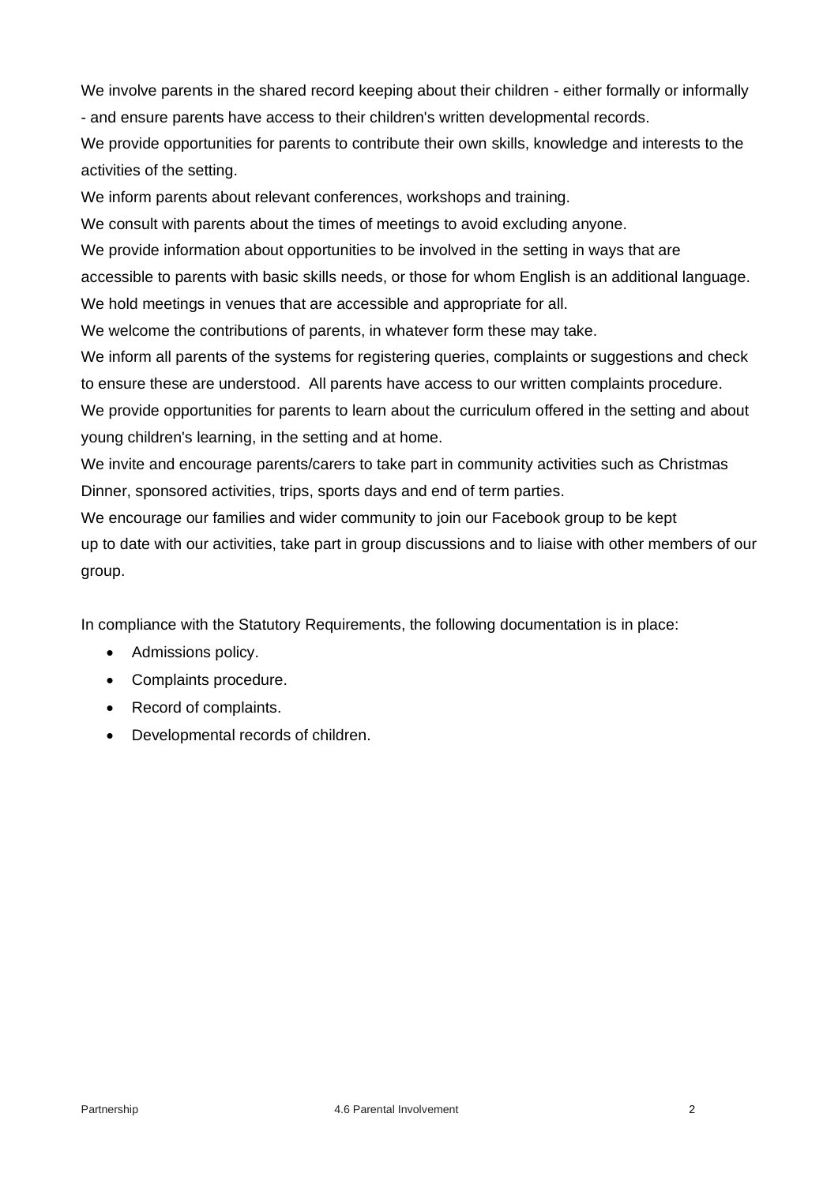We involve parents in the shared record keeping about their children - either formally or informally - and ensure parents have access to their children's written developmental records.

We provide opportunities for parents to contribute their own skills, knowledge and interests to the activities of the setting.

We inform parents about relevant conferences, workshops and training.

We consult with parents about the times of meetings to avoid excluding anyone.

We provide information about opportunities to be involved in the setting in ways that are accessible to parents with basic skills needs, or those for whom English is an additional language.

We hold meetings in venues that are accessible and appropriate for all.

We welcome the contributions of parents, in whatever form these may take.

We inform all parents of the systems for registering queries, complaints or suggestions and check to ensure these are understood. All parents have access to our written complaints procedure.

We provide opportunities for parents to learn about the curriculum offered in the setting and about young children's learning, in the setting and at home.

We invite and encourage parents/carers to take part in community activities such as Christmas Dinner, sponsored activities, trips, sports days and end of term parties.

We encourage our families and wider community to join our Facebook group to be kept up to date with our activities, take part in group discussions and to liaise with other members of our group.

In compliance with the Statutory Requirements, the following documentation is in place:

- Admissions policy.
- Complaints procedure.
- Record of complaints.
- Developmental records of children.